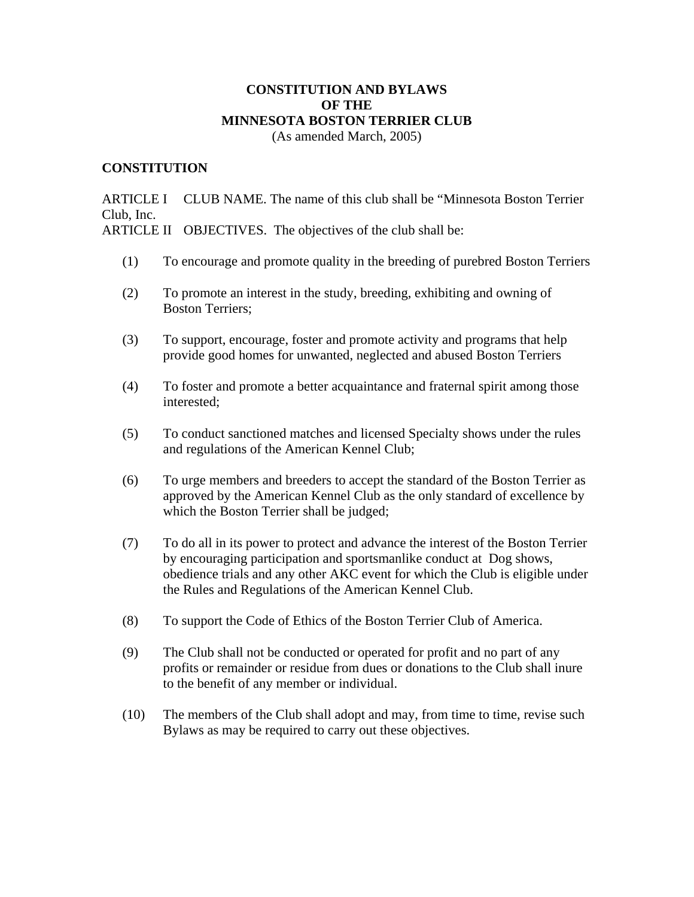# CONSTITUTION AND BYLAWS
# OF THE
# MINNESOTA BOSTON TERRIER CLUB

(As amended March, 2005)

## CONSTITUTION

ARTICLE I CLUB NAME. The name of this club shall be "Minnesota Boston Terrier Club, Inc.

ARTICLE II OBJECTIVES. The objectives of the club shall be:

(1) To encourage and promote quality in the breeding of purebred Boston Terriers

(2) To promote an interest in the study, breeding, exhibiting and owning of Boston Terriers;

(3) To support, encourage, foster and promote activity and programs that help provide good homes for unwanted, neglected and abused Boston Terriers

(4) To foster and promote a better acquaintance and fraternal spirit among those interested;

(5) To conduct sanctioned matches and licensed Specialty shows under the rules and regulations of the American Kennel Club;

(6) To urge members and breeders to accept the standard of the Boston Terrier as approved by the American Kennel Club as the only standard of excellence by which the Boston Terrier shall be judged;

(7) To do all in its power to protect and advance the interest of the Boston Terrier by encouraging participation and sportsmanlike conduct at Dog shows, obedience trials and any other AKC event for which the Club is eligible under the Rules and Regulations of the American Kennel Club.

(8) To support the Code of Ethics of the Boston Terrier Club of America.

(9) The Club shall not be conducted or operated for profit and no part of any profits or remainder or residue from dues or donations to the Club shall inure to the benefit of any member or individual.

(10) The members of the Club shall adopt and may, from time to time, revise such Bylaws as may be required to carry out these objectives.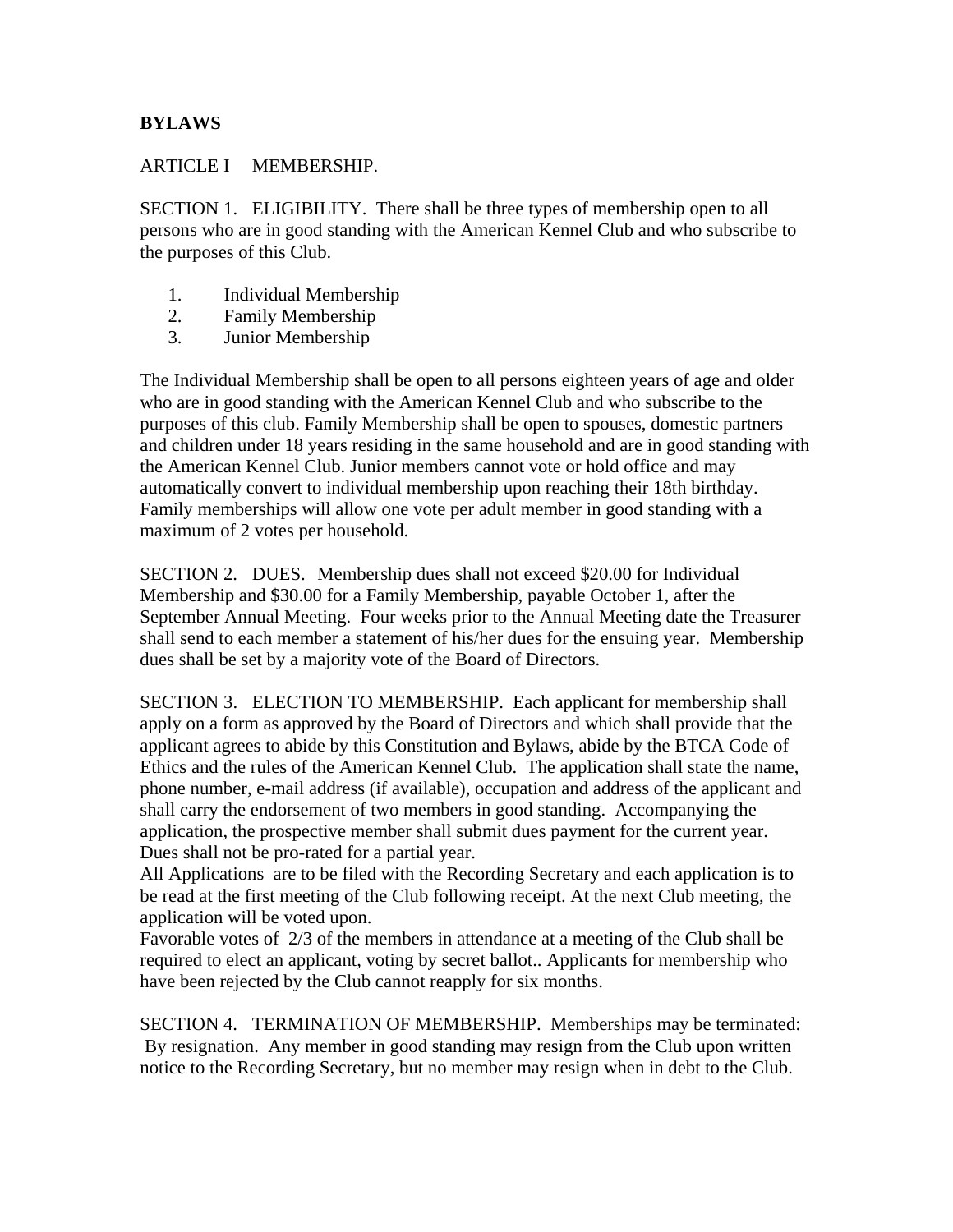## BYLAWS

ARTICLE I MEMBERSHIP.

SECTION 1. ELIGIBILITY. There shall be three types of membership open to all persons who are in good standing with the American Kennel Club and who subscribe to the purposes of this Club.

1. Individual Membership
2. Family Membership
3. Junior Membership

The Individual Membership shall be open to all persons eighteen years of age and older who are in good standing with the American Kennel Club and who subscribe to the purposes of this club. Family Membership shall be open to spouses, domestic partners and children under 18 years residing in the same household and are in good standing with the American Kennel Club. Junior members cannot vote or hold office and may automatically convert to individual membership upon reaching their 18th birthday. Family memberships will allow one vote per adult member in good standing with a maximum of 2 votes per household.

SECTION 2. DUES. Membership dues shall not exceed $20.00 for Individual Membership and $30.00 for a Family Membership, payable October 1, after the September Annual Meeting. Four weeks prior to the Annual Meeting date the Treasurer shall send to each member a statement of his/her dues for the ensuing year. Membership dues shall be set by a majority vote of the Board of Directors.

SECTION 3. ELECTION TO MEMBERSHIP. Each applicant for membership shall apply on a form as approved by the Board of Directors and which shall provide that the applicant agrees to abide by this Constitution and Bylaws, abide by the BTCA Code of Ethics and the rules of the American Kennel Club. The application shall state the name, phone number, e-mail address (if available), occupation and address of the applicant and shall carry the endorsement of two members in good standing. Accompanying the application, the prospective member shall submit dues payment for the current year. Dues shall not be pro-rated for a partial year.
All Applications are to be filed with the Recording Secretary and each application is to be read at the first meeting of the Club following receipt. At the next Club meeting, the application will be voted upon.
Favorable votes of 2/3 of the members in attendance at a meeting of the Club shall be required to elect an applicant, voting by secret ballot.. Applicants for membership who have been rejected by the Club cannot reapply for six months.

SECTION 4. TERMINATION OF MEMBERSHIP. Memberships may be terminated: By resignation. Any member in good standing may resign from the Club upon written notice to the Recording Secretary, but no member may resign when in debt to the Club.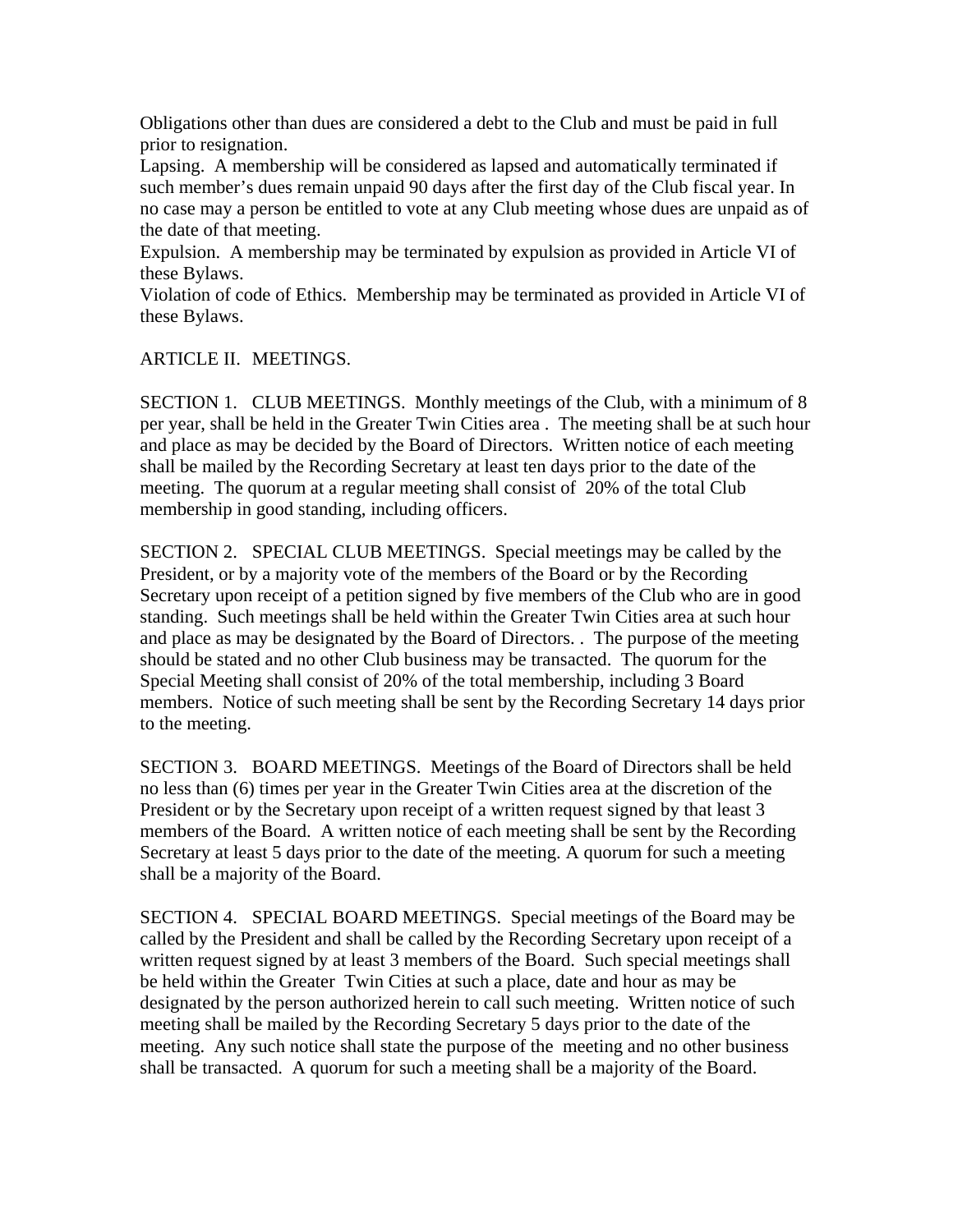Obligations other than dues are considered a debt to the Club and must be paid in full prior to resignation.

Lapsing. A membership will be considered as lapsed and automatically terminated if such member's dues remain unpaid 90 days after the first day of the Club fiscal year. In no case may a person be entitled to vote at any Club meeting whose dues are unpaid as of the date of that meeting.

Expulsion. A membership may be terminated by expulsion as provided in Article VI of these Bylaws.

Violation of code of Ethics. Membership may be terminated as provided in Article VI of these Bylaws.

## ARTICLE II. MEETINGS.

SECTION 1. CLUB MEETINGS. Monthly meetings of the Club, with a minimum of 8 per year, shall be held in the Greater Twin Cities area . The meeting shall be at such hour and place as may be decided by the Board of Directors. Written notice of each meeting shall be mailed by the Recording Secretary at least ten days prior to the date of the meeting. The quorum at a regular meeting shall consist of 20% of the total Club membership in good standing, including officers.

SECTION 2. SPECIAL CLUB MEETINGS. Special meetings may be called by the President, or by a majority vote of the members of the Board or by the Recording Secretary upon receipt of a petition signed by five members of the Club who are in good standing. Such meetings shall be held within the Greater Twin Cities area at such hour and place as may be designated by the Board of Directors. . The purpose of the meeting should be stated and no other Club business may be transacted. The quorum for the Special Meeting shall consist of 20% of the total membership, including 3 Board members. Notice of such meeting shall be sent by the Recording Secretary 14 days prior to the meeting.

SECTION 3. BOARD MEETINGS. Meetings of the Board of Directors shall be held no less than (6) times per year in the Greater Twin Cities area at the discretion of the President or by the Secretary upon receipt of a written request signed by that least 3 members of the Board. A written notice of each meeting shall be sent by the Recording Secretary at least 5 days prior to the date of the meeting. A quorum for such a meeting shall be a majority of the Board.

SECTION 4. SPECIAL BOARD MEETINGS. Special meetings of the Board may be called by the President and shall be called by the Recording Secretary upon receipt of a written request signed by at least 3 members of the Board. Such special meetings shall be held within the Greater Twin Cities at such a place, date and hour as may be designated by the person authorized herein to call such meeting. Written notice of such meeting shall be mailed by the Recording Secretary 5 days prior to the date of the meeting. Any such notice shall state the purpose of the meeting and no other business shall be transacted. A quorum for such a meeting shall be a majority of the Board.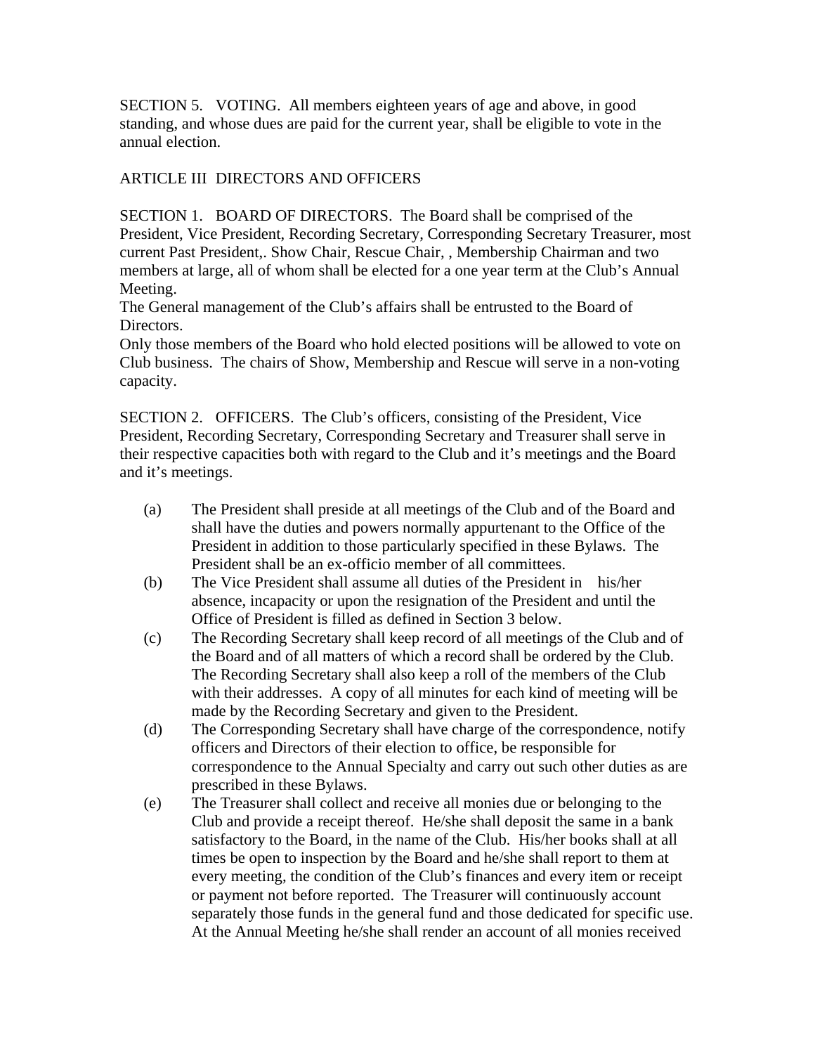SECTION 5.   VOTING.  All members eighteen years of age and above, in good standing, and whose dues are paid for the current year, shall be eligible to vote in the annual election.

ARTICLE III  DIRECTORS AND OFFICERS

SECTION 1.   BOARD OF DIRECTORS.  The Board shall be comprised of the President, Vice President, Recording Secretary, Corresponding Secretary Treasurer, most current Past President,. Show Chair, Rescue Chair, , Membership Chairman and two members at large, all of whom shall be elected for a one year term at the Club's Annual Meeting.
The General management of the Club's affairs shall be entrusted to the Board of Directors.
Only those members of the Board who hold elected positions will be allowed to vote on Club business.  The chairs of Show, Membership and Rescue will serve in a non-voting capacity.

SECTION 2.   OFFICERS.  The Club's officers, consisting of the President, Vice President, Recording Secretary, Corresponding Secretary and Treasurer shall serve in their respective capacities both with regard to the Club and it's meetings and the Board and it's meetings.

(a) The President shall preside at all meetings of the Club and of the Board and shall have the duties and powers normally appurtenant to the Office of the President in addition to those particularly specified in these Bylaws.  The President shall be an ex-officio member of all committees.
(b) The Vice President shall assume all duties of the President in his/her absence, incapacity or upon the resignation of the President and until the Office of President is filled as defined in Section 3 below.
(c) The Recording Secretary shall keep record of all meetings of the Club and of the Board and of all matters of which a record shall be ordered by the Club. The Recording Secretary shall also keep a roll of the members of the Club with their addresses.  A copy of all minutes for each kind of meeting will be made by the Recording Secretary and given to the President.
(d) The Corresponding Secretary shall have charge of the correspondence, notify officers and Directors of their election to office, be responsible for correspondence to the Annual Specialty and carry out such other duties as are prescribed in these Bylaws.
(e) The Treasurer shall collect and receive all monies due or belonging to the Club and provide a receipt thereof.  He/she shall deposit the same in a bank satisfactory to the Board, in the name of the Club.  His/her books shall at all times be open to inspection by the Board and he/she shall report to them at every meeting, the condition of the Club's finances and every item or receipt or payment not before reported.  The Treasurer will continuously account separately those funds in the general fund and those dedicated for specific use. At the Annual Meeting he/she shall render an account of all monies received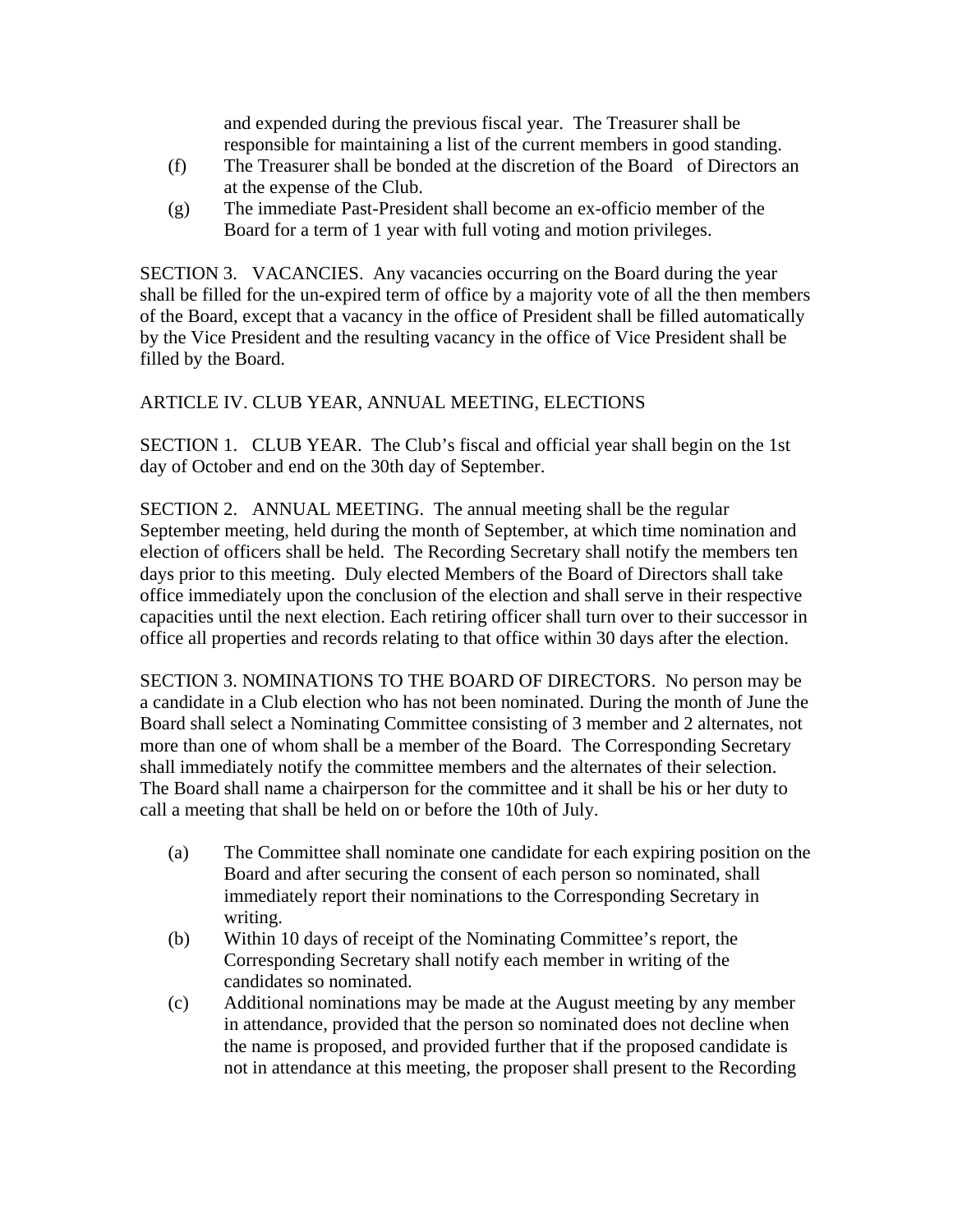and expended during the previous fiscal year. The Treasurer shall be responsible for maintaining a list of the current members in good standing.

(f) The Treasurer shall be bonded at the discretion of the Board of Directors an at the expense of the Club.

(g) The immediate Past-President shall become an ex-officio member of the Board for a term of 1 year with full voting and motion privileges.

SECTION 3. VACANCIES. Any vacancies occurring on the Board during the year shall be filled for the un-expired term of office by a majority vote of all the then members of the Board, except that a vacancy in the office of President shall be filled automatically by the Vice President and the resulting vacancy in the office of Vice President shall be filled by the Board.

ARTICLE IV. CLUB YEAR, ANNUAL MEETING, ELECTIONS

SECTION 1. CLUB YEAR. The Club's fiscal and official year shall begin on the 1st day of October and end on the 30th day of September.

SECTION 2. ANNUAL MEETING. The annual meeting shall be the regular September meeting, held during the month of September, at which time nomination and election of officers shall be held. The Recording Secretary shall notify the members ten days prior to this meeting. Duly elected Members of the Board of Directors shall take office immediately upon the conclusion of the election and shall serve in their respective capacities until the next election. Each retiring officer shall turn over to their successor in office all properties and records relating to that office within 30 days after the election.

SECTION 3. NOMINATIONS TO THE BOARD OF DIRECTORS. No person may be a candidate in a Club election who has not been nominated. During the month of June the Board shall select a Nominating Committee consisting of 3 member and 2 alternates, not more than one of whom shall be a member of the Board. The Corresponding Secretary shall immediately notify the committee members and the alternates of their selection. The Board shall name a chairperson for the committee and it shall be his or her duty to call a meeting that shall be held on or before the 10th of July.

(a) The Committee shall nominate one candidate for each expiring position on the Board and after securing the consent of each person so nominated, shall immediately report their nominations to the Corresponding Secretary in writing.

(b) Within 10 days of receipt of the Nominating Committee's report, the Corresponding Secretary shall notify each member in writing of the candidates so nominated.

(c) Additional nominations may be made at the August meeting by any member in attendance, provided that the person so nominated does not decline when the name is proposed, and provided further that if the proposed candidate is not in attendance at this meeting, the proposer shall present to the Recording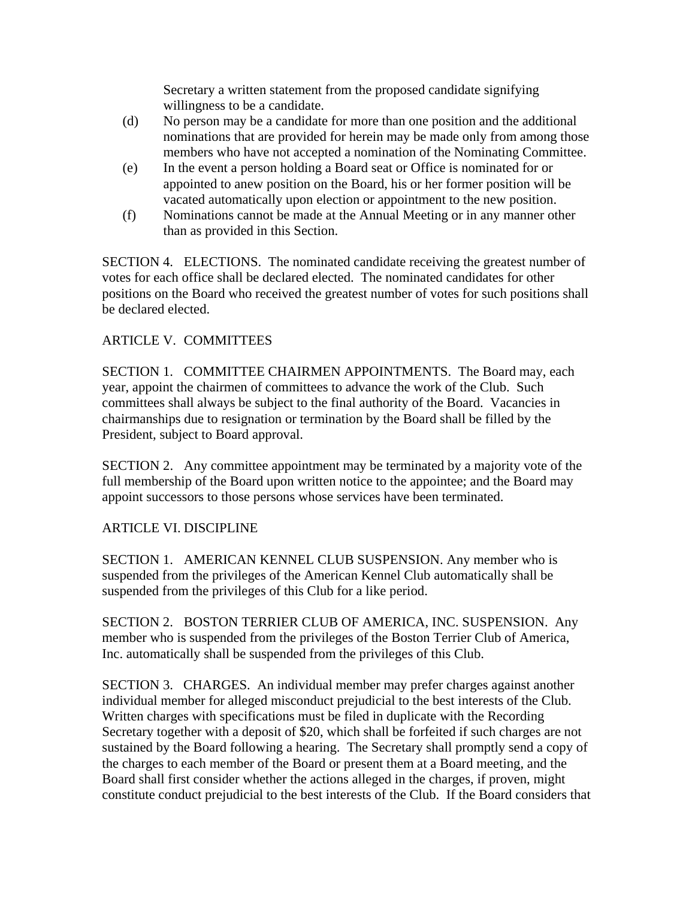Secretary a written statement from the proposed candidate signifying willingness to be a candidate.

(d) No person may be a candidate for more than one position and the additional nominations that are provided for herein may be made only from among those members who have not accepted a nomination of the Nominating Committee.

(e) In the event a person holding a Board seat or Office is nominated for or appointed to anew position on the Board, his or her former position will be vacated automatically upon election or appointment to the new position.

(f) Nominations cannot be made at the Annual Meeting or in any manner other than as provided in this Section.

SECTION 4. ELECTIONS. The nominated candidate receiving the greatest number of votes for each office shall be declared elected. The nominated candidates for other positions on the Board who received the greatest number of votes for such positions shall be declared elected.

ARTICLE V. COMMITTEES

SECTION 1. COMMITTEE CHAIRMEN APPOINTMENTS. The Board may, each year, appoint the chairmen of committees to advance the work of the Club. Such committees shall always be subject to the final authority of the Board. Vacancies in chairmanships due to resignation or termination by the Board shall be filled by the President, subject to Board approval.

SECTION 2. Any committee appointment may be terminated by a majority vote of the full membership of the Board upon written notice to the appointee; and the Board may appoint successors to those persons whose services have been terminated.

ARTICLE VI. DISCIPLINE

SECTION 1. AMERICAN KENNEL CLUB SUSPENSION. Any member who is suspended from the privileges of the American Kennel Club automatically shall be suspended from the privileges of this Club for a like period.

SECTION 2. BOSTON TERRIER CLUB OF AMERICA, INC. SUSPENSION. Any member who is suspended from the privileges of the Boston Terrier Club of America, Inc. automatically shall be suspended from the privileges of this Club.

SECTION 3. CHARGES. An individual member may prefer charges against another individual member for alleged misconduct prejudicial to the best interests of the Club. Written charges with specifications must be filed in duplicate with the Recording Secretary together with a deposit of $20, which shall be forfeited if such charges are not sustained by the Board following a hearing. The Secretary shall promptly send a copy of the charges to each member of the Board or present them at a Board meeting, and the Board shall first consider whether the actions alleged in the charges, if proven, might constitute conduct prejudicial to the best interests of the Club. If the Board considers that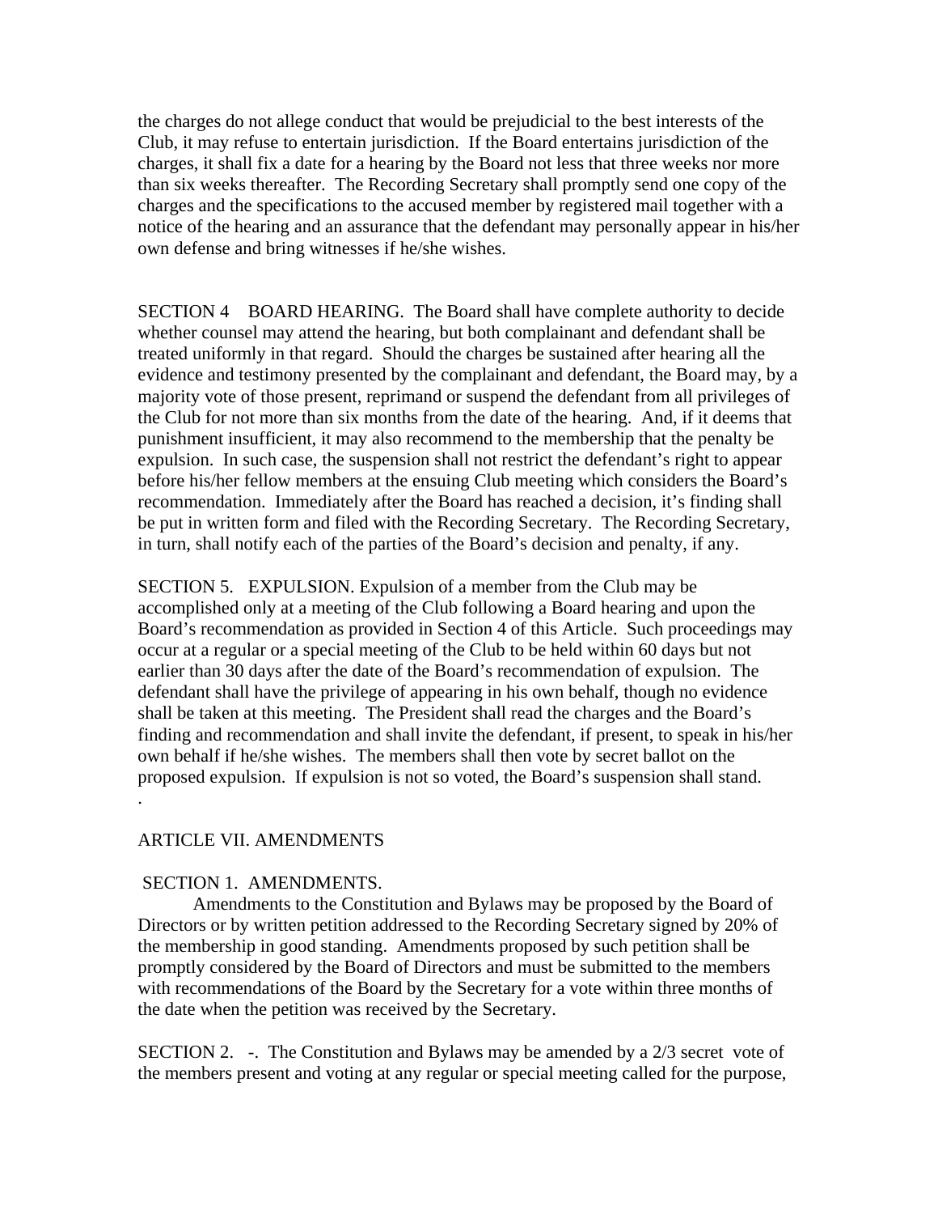the charges do not allege conduct that would be prejudicial to the best interests of the Club, it may refuse to entertain jurisdiction. If the Board entertains jurisdiction of the charges, it shall fix a date for a hearing by the Board not less that three weeks nor more than six weeks thereafter. The Recording Secretary shall promptly send one copy of the charges and the specifications to the accused member by registered mail together with a notice of the hearing and an assurance that the defendant may personally appear in his/her own defense and bring witnesses if he/she wishes.

SECTION 4 BOARD HEARING. The Board shall have complete authority to decide whether counsel may attend the hearing, but both complainant and defendant shall be treated uniformly in that regard. Should the charges be sustained after hearing all the evidence and testimony presented by the complainant and defendant, the Board may, by a majority vote of those present, reprimand or suspend the defendant from all privileges of the Club for not more than six months from the date of the hearing. And, if it deems that punishment insufficient, it may also recommend to the membership that the penalty be expulsion. In such case, the suspension shall not restrict the defendant's right to appear before his/her fellow members at the ensuing Club meeting which considers the Board's recommendation. Immediately after the Board has reached a decision, it's finding shall be put in written form and filed with the Recording Secretary. The Recording Secretary, in turn, shall notify each of the parties of the Board's decision and penalty, if any.

SECTION 5. EXPULSION. Expulsion of a member from the Club may be accomplished only at a meeting of the Club following a Board hearing and upon the Board's recommendation as provided in Section 4 of this Article. Such proceedings may occur at a regular or a special meeting of the Club to be held within 60 days but not earlier than 30 days after the date of the Board's recommendation of expulsion. The defendant shall have the privilege of appearing in his own behalf, though no evidence shall be taken at this meeting. The President shall read the charges and the Board's finding and recommendation and shall invite the defendant, if present, to speak in his/her own behalf if he/she wishes. The members shall then vote by secret ballot on the proposed expulsion. If expulsion is not so voted, the Board's suspension shall stand.
.

ARTICLE VII. AMENDMENTS

SECTION 1. AMENDMENTS.

Amendments to the Constitution and Bylaws may be proposed by the Board of Directors or by written petition addressed to the Recording Secretary signed by 20% of the membership in good standing. Amendments proposed by such petition shall be promptly considered by the Board of Directors and must be submitted to the members with recommendations of the Board by the Secretary for a vote within three months of the date when the petition was received by the Secretary.

SECTION 2. -. The Constitution and Bylaws may be amended by a 2/3 secret vote of the members present and voting at any regular or special meeting called for the purpose,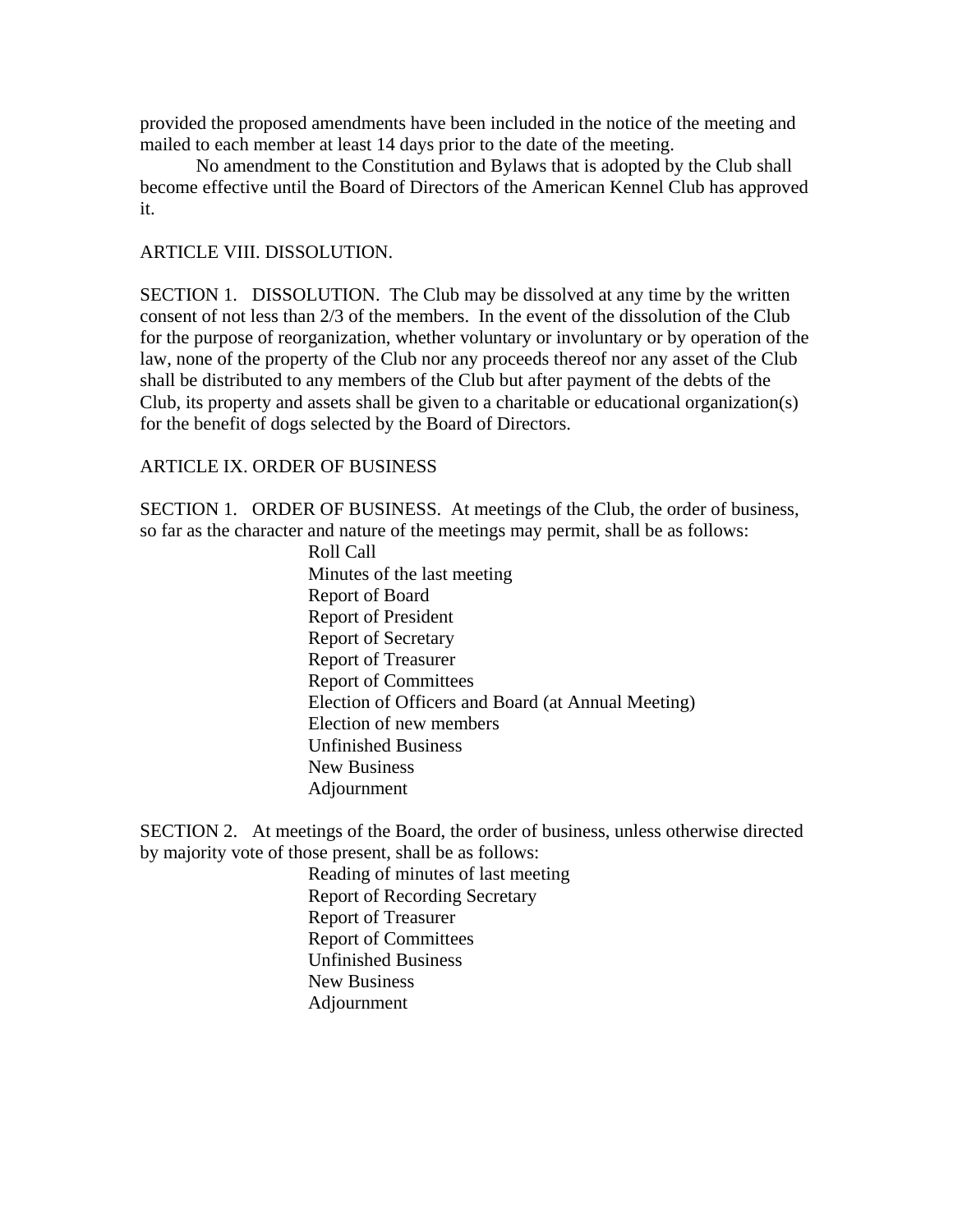provided the proposed amendments have been included in the notice of the meeting and mailed to each member at least 14 days prior to the date of the meeting.

No amendment to the Constitution and Bylaws that is adopted by the Club shall become effective until the Board of Directors of the American Kennel Club has approved it.

## ARTICLE VIII. DISSOLUTION.

SECTION 1. DISSOLUTION. The Club may be dissolved at any time by the written consent of not less than 2/3 of the members. In the event of the dissolution of the Club for the purpose of reorganization, whether voluntary or involuntary or by operation of the law, none of the property of the Club nor any proceeds thereof nor any asset of the Club shall be distributed to any members of the Club but after payment of the debts of the Club, its property and assets shall be given to a charitable or educational organization(s) for the benefit of dogs selected by the Board of Directors.

## ARTICLE IX. ORDER OF BUSINESS

SECTION 1. ORDER OF BUSINESS. At meetings of the Club, the order of business, so far as the character and nature of the meetings may permit, shall be as follows:

- Roll Call
- Minutes of the last meeting
- Report of Board
- Report of President
- Report of Secretary
- Report of Treasurer
- Report of Committees
- Election of Officers and Board (at Annual Meeting)
- Election of new members
- Unfinished Business
- New Business
- Adjournment

SECTION 2. At meetings of the Board, the order of business, unless otherwise directed by majority vote of those present, shall be as follows:

- Reading of minutes of last meeting
- Report of Recording Secretary
- Report of Treasurer
- Report of Committees
- Unfinished Business
- New Business
- Adjournment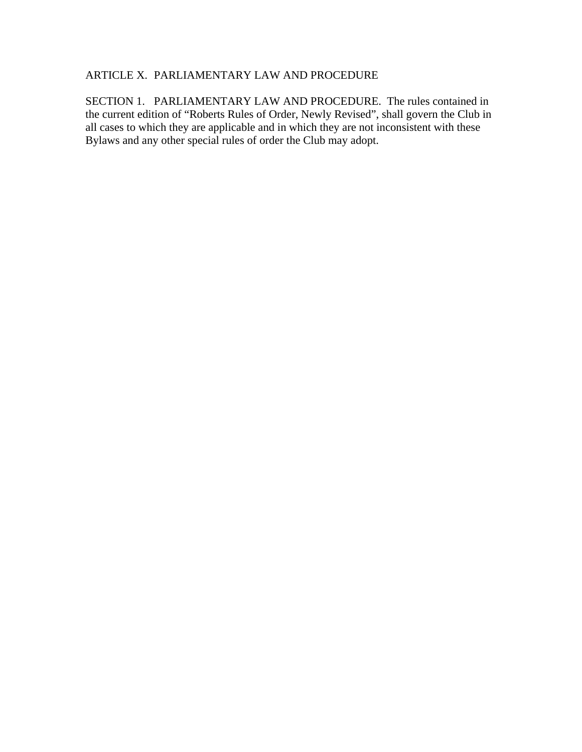## ARTICLE X. PARLIAMENTARY LAW AND PROCEDURE

SECTION 1. PARLIAMENTARY LAW AND PROCEDURE. The rules contained in the current edition of "Roberts Rules of Order, Newly Revised", shall govern the Club in all cases to which they are applicable and in which they are not inconsistent with these Bylaws and any other special rules of order the Club may adopt.